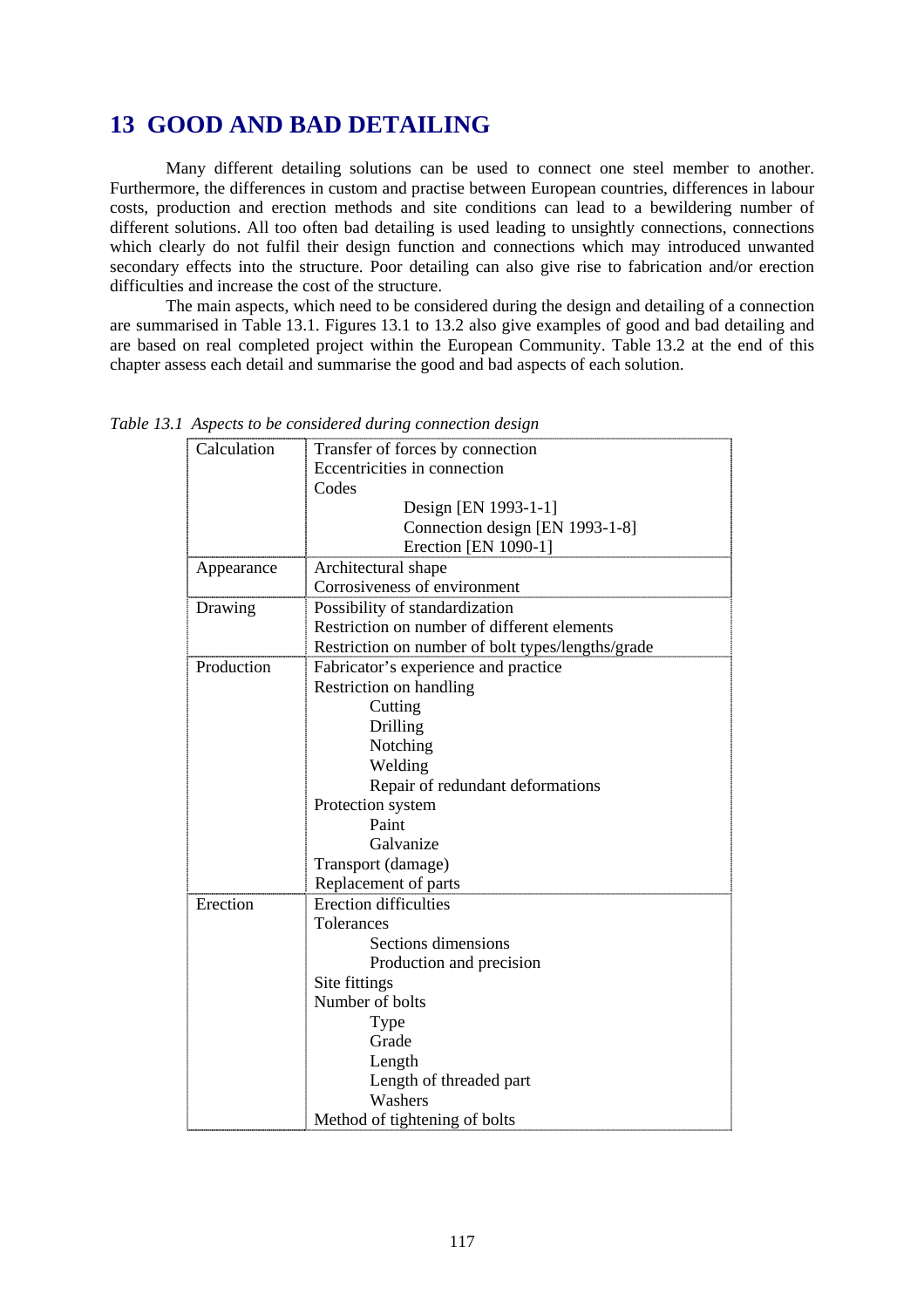# 13 GOOD AND BAD DETAILING

Many different detailing solutions can be used to connect one steel member to another. Furthermore, the differences in custom and practise between European countries, differences in labour costs, production and erection methods and site conditions can lead to a bewildering number of different solutions. All too often bad detailing is used leading to unsightly connections, connections which clearly do not fulfil their design function and connections which may introduced unwanted secondary effects into the structure. Poor detailing can also give rise to fabrication and/or erection difficulties and increase the cost of the structure.

The main aspects, which need to be considered during the design and detailing of a connection are summarised in Table 13.1. Figures 13.1 to 13.2 also give examples of good and bad detailing and are based on real completed project within the European Community. Table 13.2 at the end of this chapter assess each detail and summarise the good and bad aspects of each solution.

*Table 13.1 Aspects to be considered during connection design*

| | |
|---|---|
| Calculation | Transfer of forces by connection<br>Eccentricities in connection<br>Codes<br>Design [EN 1993-1-1]<br>Connection design [EN 1993-1-8]<br>Erection [EN 1090-1] |
| Appearance | Architectural shape<br>Corrosiveness of environment |
| Drawing | Possibility of standardization<br>Restriction on number of different elements<br>Restriction on number of bolt types/lengths/grade |
| Production | Fabricator's experience and practice<br>Restriction on handling<br>Cutting<br>Drilling<br>Notching<br>Welding<br>Repair of redundant deformations<br>Protection system<br>Paint<br>Galvanize<br>Transport (damage)<br>Replacement of parts |
| Erection | Erection difficulties<br>Tolerances<br>Sections dimensions<br>Production and precision<br>Site fittings<br>Number of bolts<br>Type<br>Grade<br>Length<br>Length of threaded part<br>Washers<br>Method of tightening of bolts |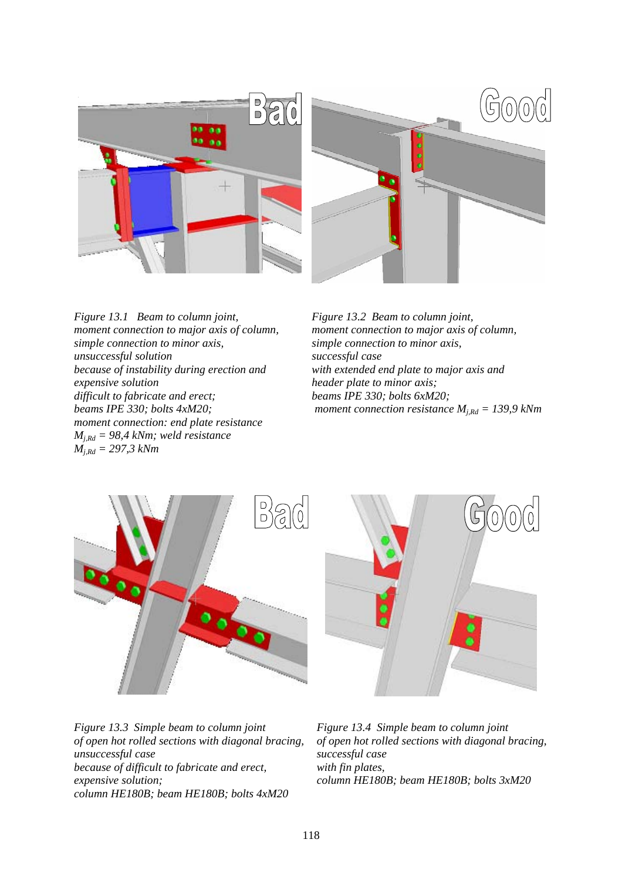*Figure 13.1 Beam to column joint, moment connection to major axis of column, simple connection to minor axis, unsuccessful solution because of instability during erection and expensive solution difficult to fabricate and erect; beams IPE 330; bolts 4xM20; moment connection: end plate resistance $M_{j,Rd}$ = 98,4 kNm; weld resistance $M_{j,Rd}$ = 297,3 kNm*

*Figure 13.2 Beam to column joint, moment connection to major axis of column, simple connection to minor axis, successful case with extended end plate to major axis and header plate to minor axis; beams IPE 330; bolts 6xM20; moment connection resistance $M_{j,Rd}$ = 139,9 kNm*

*Figure 13.3 Simple beam to column joint of open hot rolled sections with diagonal bracing, unsuccessful case because of difficult to fabricate and erect, expensive solution; column HE180B; beam HE180B; bolts 4xM20*

*Figure 13.4 Simple beam to column joint of open hot rolled sections with diagonal bracing, successful case with fin plates, column HE180B; beam HE180B; bolts 3xM20*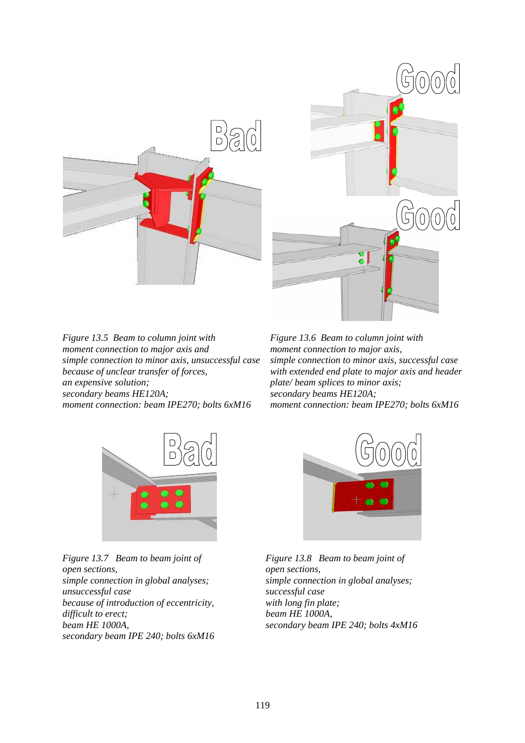*Figure 13.5 Beam to column joint with moment connection to major axis and simple connection to minor axis, unsuccessful case because of unclear transfer of forces, an expensive solution; secondary beams HE120A; moment connection: beam IPE270; bolts 6xM16*

*Figure 13.6 Beam to column joint with moment connection to major axis, simple connection to minor axis, successful case with extended end plate to major axis and header plate/ beam splices to minor axis; secondary beams HE120A; moment connection: beam IPE270; bolts 6xM16*

*Figure 13.7 Beam to beam joint of open sections, simple connection in global analyses; unsuccessful case because of introduction of eccentricity, difficult to erect; beam HE 1000A, secondary beam IPE 240; bolts 6xM16*

*Figure 13.8 Beam to beam joint of open sections, simple connection in global analyses; successful case with long fin plate; beam HE 1000A, secondary beam IPE 240; bolts 4xM16*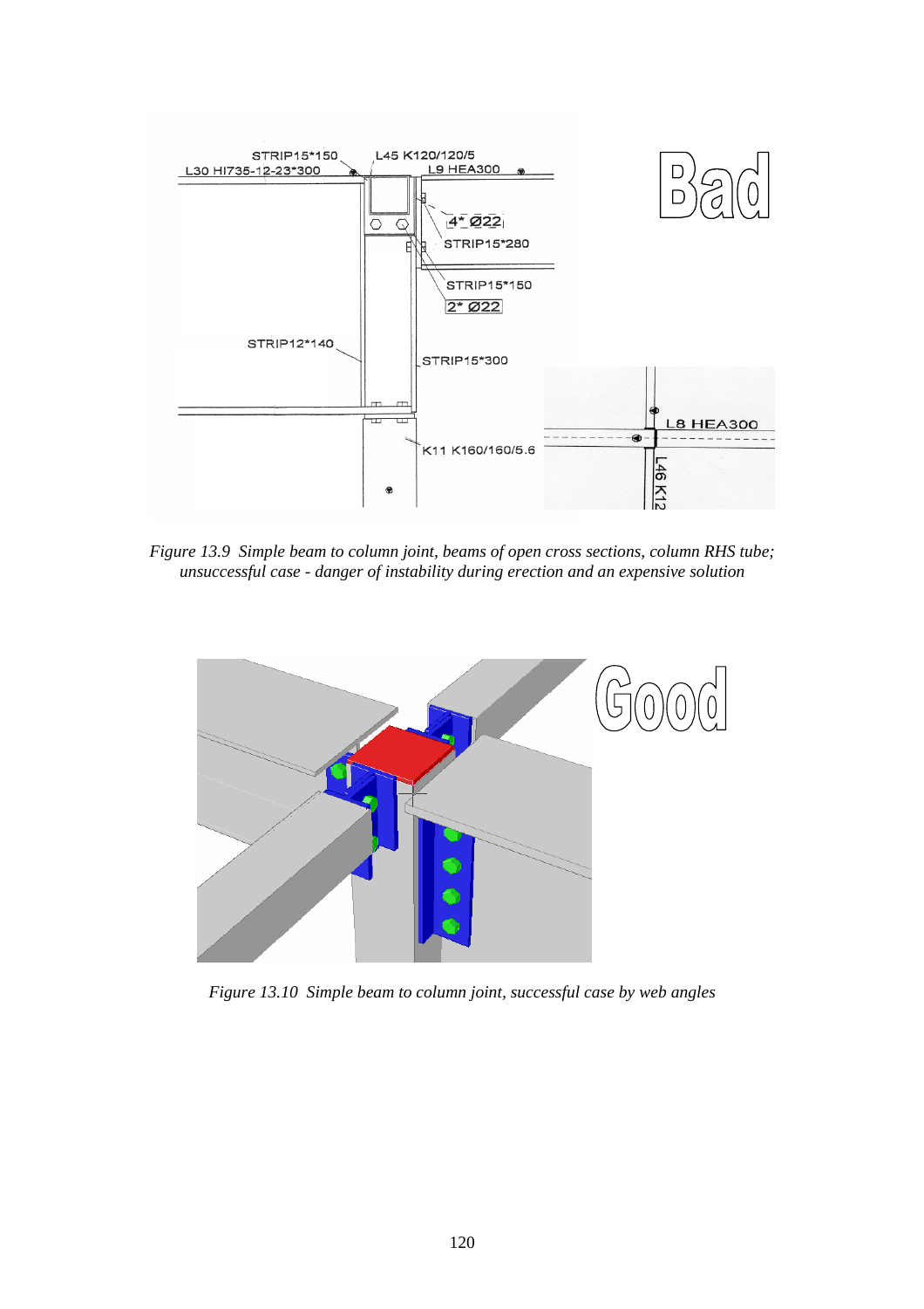*Figure 13.9 Simple beam to column joint, beams of open cross sections, column RHS tube; unsuccessful case - danger of instability during erection and an expensive solution*

*Figure 13.10 Simple beam to column joint, successful case by web angles*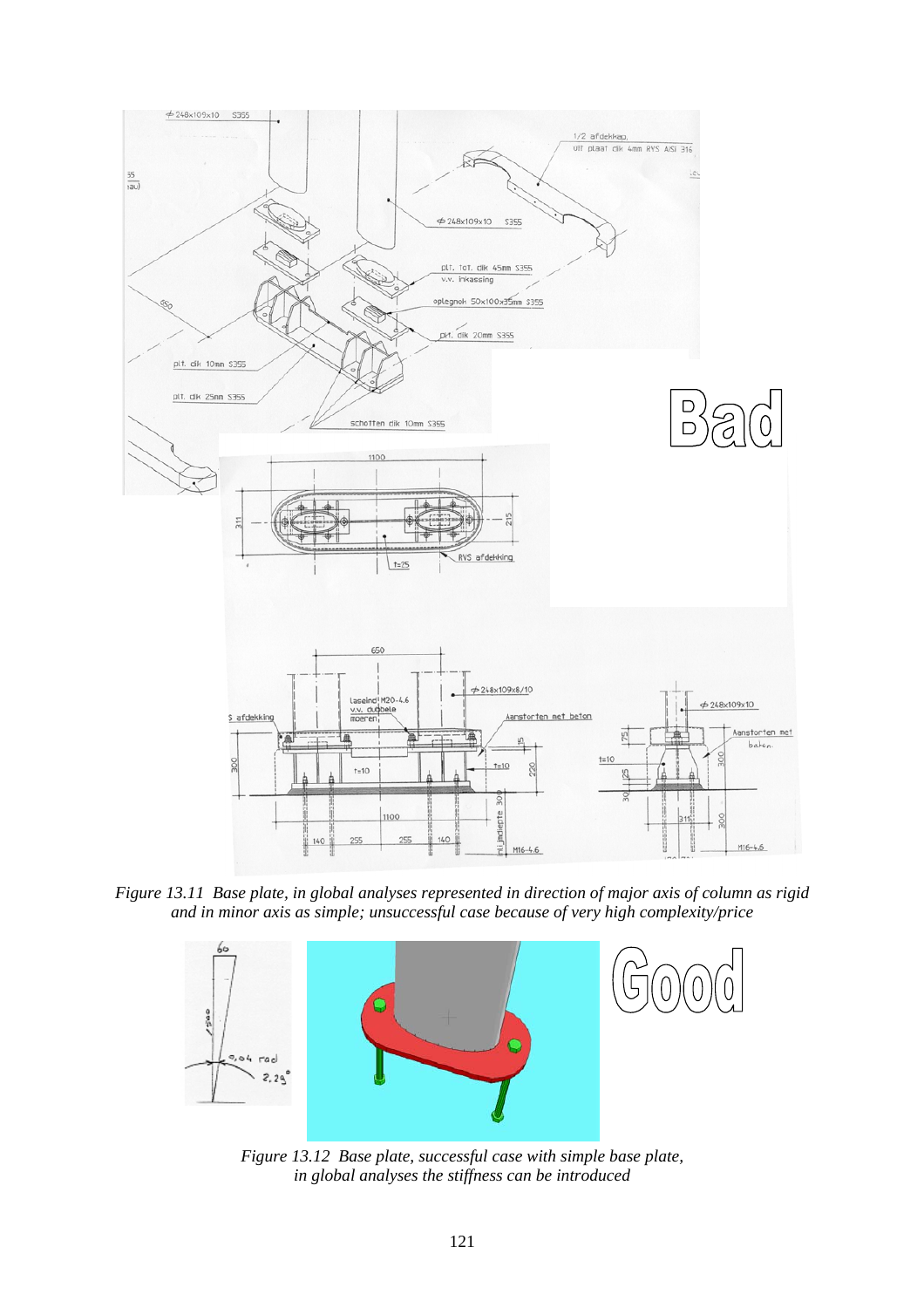*Figure 13.11 Base plate, in global analyses represented in direction of major axis of column as rigid and in minor axis as simple; unsuccessful case because of very high complexity/price*

*Figure 13.12 Base plate, successful case with simple base plate, in global analyses the stiffness can be introduced*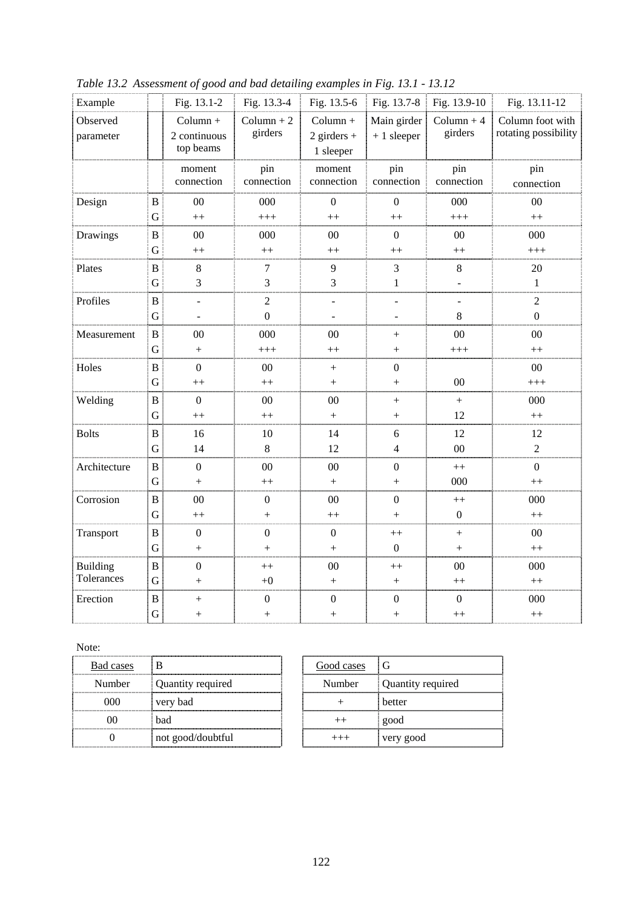*Table 13.2 Assessment of good and bad detailing examples in Fig. 13.1 - 13.12*

| Example | | Fig. 13.1-2 | Fig. 13.3-4 | Fig. 13.5-6 | Fig. 13.7-8 | Fig. 13.9-10 | Fig. 13.11-12 |
|---|---|---|---|---|---|---|---|
| Observed parameter | | Column + 2 continuous top beams | Column + 2 girders | Column + 2 girders + 1 sleeper | Main girder + 1 sleeper | Column + 4 girders | Column foot with rotating possibility |
| | | moment connection | pin connection | moment connection | pin connection | pin connection | pin connection |
| Design | B | 00 | 000 | 0 | 0 | 000 | 00 |
| | G | ++ | +++ | ++ | ++ | +++ | ++ |
| Drawings | B | 00 | 000 | 00 | 0 | 00 | 000 |
| | G | ++ | ++ | ++ | ++ | ++ | +++ |
| Plates | B | 8 | 7 | 9 | 3 | 8 | 20 |
| | G | 3 | 3 | 3 | 1 | - | 1 |
| Profiles | B | - | 2 | - | - | - | 2 |
| | G | - | 0 | - | - | 8 | 0 |
| Measurement | B | 00 | 000 | 00 | + | 00 | 00 |
| | G | + | +++ | ++ | + | +++ | ++ |
| Holes | B | 0 | 00 | + | 0 | | 00 |
| | G | ++ | ++ | + | + | 00 | +++ |
| Welding | B | 0 | 00 | 00 | + | + | 000 |
| | G | ++ | ++ | + | + | 12 | ++ |
| Bolts | B | 16 | 10 | 14 | 6 | 12 | 12 |
| | G | 14 | 8 | 12 | 4 | 00 | 2 |
| Architecture | B | 0 | 00 | 00 | 0 | ++ | 0 |
| | G | + | ++ | + | + | 000 | ++ |
| Corrosion | B | 00 | 0 | 00 | 0 | ++ | 000 |
| | G | ++ | + | ++ | + | 0 | ++ |
| Transport | B | 0 | 0 | 0 | ++ | + | 00 |
| | G | + | + | + | 0 | + | ++ |
| Building Tolerances | B | 0 | ++ | 00 | ++ | 00 | 000 |
| | G | + | +0 | + | + | ++ | ++ |
| Erection | B | + | 0 | 0 | 0 | 0 | 000 |
| | G | + | + | + | + | ++ | ++ |

Note:

| Bad cases | B |
|---|---|
| Number | Quantity required |
| 000 | very bad |
| 00 | bad |
| 0 | not good/doubtful |

| Good cases | G |
|---|---|
| Number | Quantity required |
| + | better |
| ++ | good |
| +++ | very good |